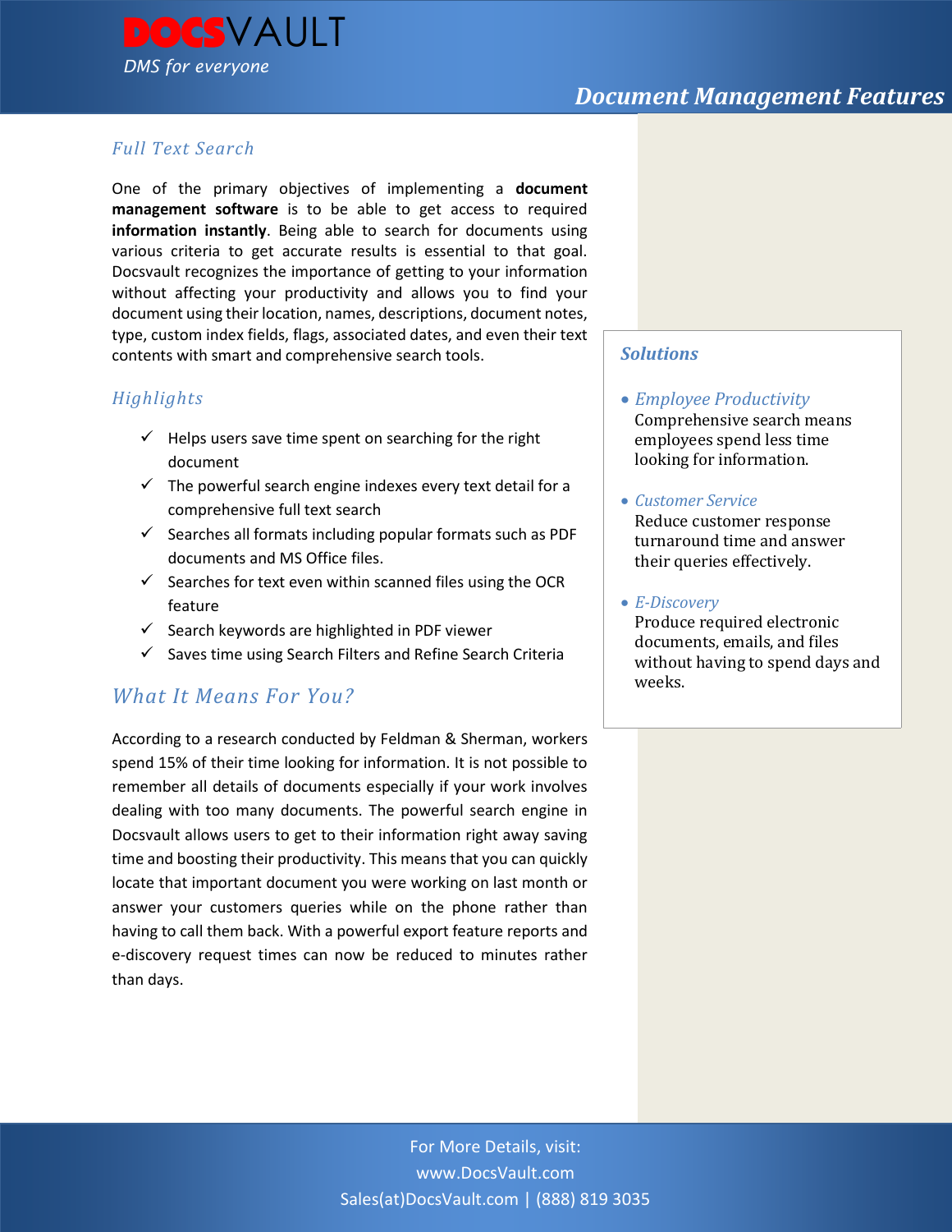**DOCSVAULT**
*DMS for everyone*

# Document Management Features

## Full Text Search

One of the primary objectives of implementing a **document management software** is to be able to get access to required **information instantly**. Being able to search for documents using various criteria to get accurate results is essential to that goal. Docsvault recognizes the importance of getting to your information without affecting your productivity and allows you to find your document using their location, names, descriptions, document notes, type, custom index fields, flags, associated dates, and even their text contents with smart and comprehensive search tools.

## Highlights

- ✓ Helps users save time spent on searching for the right document
- ✓ The powerful search engine indexes every text detail for a comprehensive full text search
- ✓ Searches all formats including popular formats such as PDF documents and MS Office files.
- ✓ Searches for text even within scanned files using the OCR feature
- ✓ Search keywords are highlighted in PDF viewer
- ✓ Saves time using Search Filters and Refine Search Criteria

## What It Means For You?

According to a research conducted by Feldman & Sherman, workers spend 15% of their time looking for information. It is not possible to remember all details of documents especially if your work involves dealing with too many documents. The powerful search engine in Docsvault allows users to get to their information right away saving time and boosting their productivity. This means that you can quickly locate that important document you were working on last month or answer your customers queries while on the phone rather than having to call them back. With a powerful export feature reports and e-discovery request times can now be reduced to minutes rather than days.

## Solutions

- *Employee Productivity*
  Comprehensive search means employees spend less time looking for information.
- *Customer Service*
  Reduce customer response turnaround time and answer their queries effectively.
- *E-Discovery*
  Produce required electronic documents, emails, and files without having to spend days and weeks.

For More Details, visit:
www.DocsVault.com
Sales(at)DocsVault.com | (888) 819 3035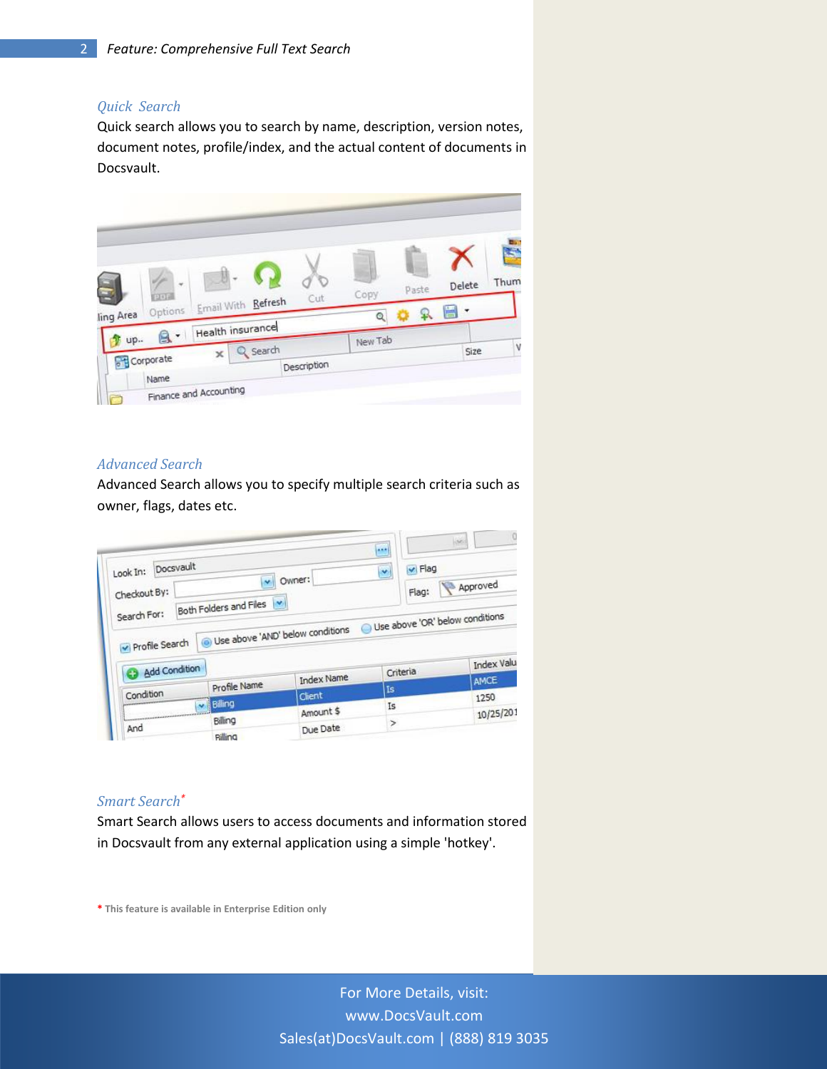## Quick Search

Quick search allows you to search by name, description, version notes, document notes, profile/index, and the actual content of documents in Docsvault.

## Advanced Search

Advanced Search allows you to specify multiple search criteria such as owner, flags, dates etc.

## Smart Search*

Smart Search allows users to access documents and information stored in Docsvault from any external application using a simple 'hotkey'.

* This feature is available in Enterprise Edition only

For More Details, visit:
www.DocsVault.com
Sales(at)DocsVault.com | (888) 819 3035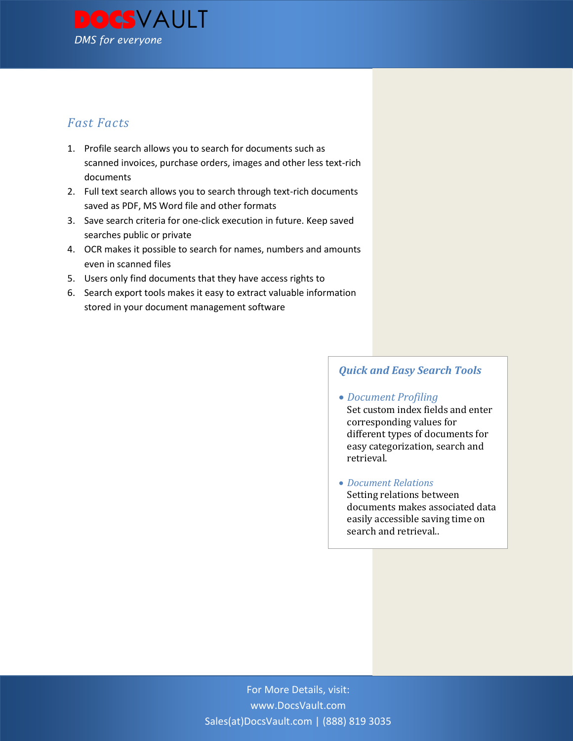DOCSVAULT

*DMS for everyone*

## *Fast Facts*

1. Profile search allows you to search for documents such as scanned invoices, purchase orders, images and other less text-rich documents
2. Full text search allows you to search through text-rich documents saved as PDF, MS Word file and other formats
3. Save search criteria for one-click execution in future. Keep saved searches public or private
4. OCR makes it possible to search for names, numbers and amounts even in scanned files
5. Users only find documents that they have access rights to
6. Search export tools makes it easy to extract valuable information stored in your document management software

### *Quick and Easy Search Tools*

- *Document Profiling*
  Set custom index fields and enter corresponding values for different types of documents for easy categorization, search and retrieval.
- *Document Relations*
  Setting relations between documents makes associated data easily accessible saving time on search and retrieval..

For More Details, visit:
www.DocsVault.com
Sales(at)DocsVault.com | (888) 819 3035